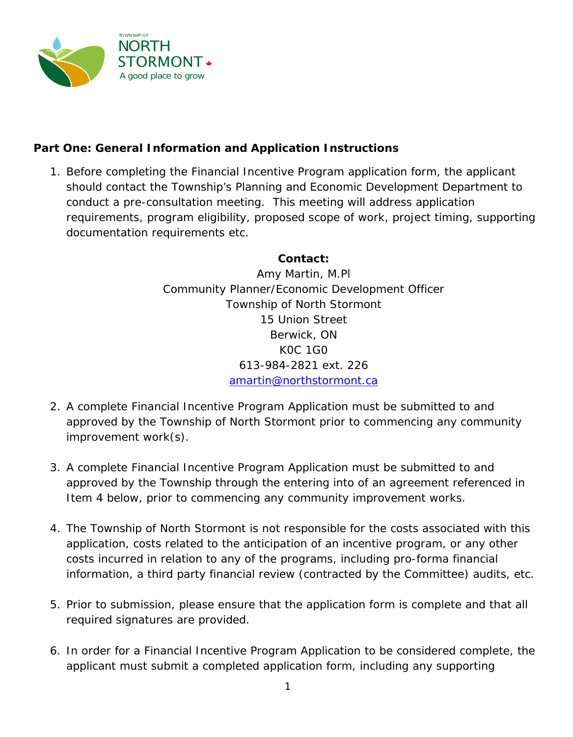TOWNSHIP OF

NORTH STORMONT

A good place to grow

**Part One: General Information and Application Instructions**

1. Before completing the Financial Incentive Program application form, the applicant should contact the Township's Planning and Economic Development Department to conduct a pre-consultation meeting. This meeting will address application requirements, program eligibility, proposed scope of work, project timing, supporting documentation requirements etc.

   **Contact:**
   Amy Martin, M.Pl
   Community Planner/Economic Development Officer
   Township of North Stormont
   15 Union Street
   Berwick, ON
   K0C 1G0
   613-984-2821 ext. 226
   amartin@northstormont.ca

2. A complete Financial Incentive Program Application must be submitted to and approved by the Township of North Stormont prior to commencing any community improvement work(s).

3. A complete Financial Incentive Program Application must be submitted to and approved by the Township through the entering into of an agreement referenced in Item 4 below, prior to commencing any community improvement works.

4. The Township of North Stormont is not responsible for the costs associated with this application, costs related to the anticipation of an incentive program, or any other costs incurred in relation to any of the programs, including pro-forma financial information, a third party financial review (contracted by the Committee) audits, etc.

5. Prior to submission, please ensure that the application form is complete and that all required signatures are provided.

6. In order for a Financial Incentive Program Application to be considered complete, the applicant must submit a completed application form, including any supporting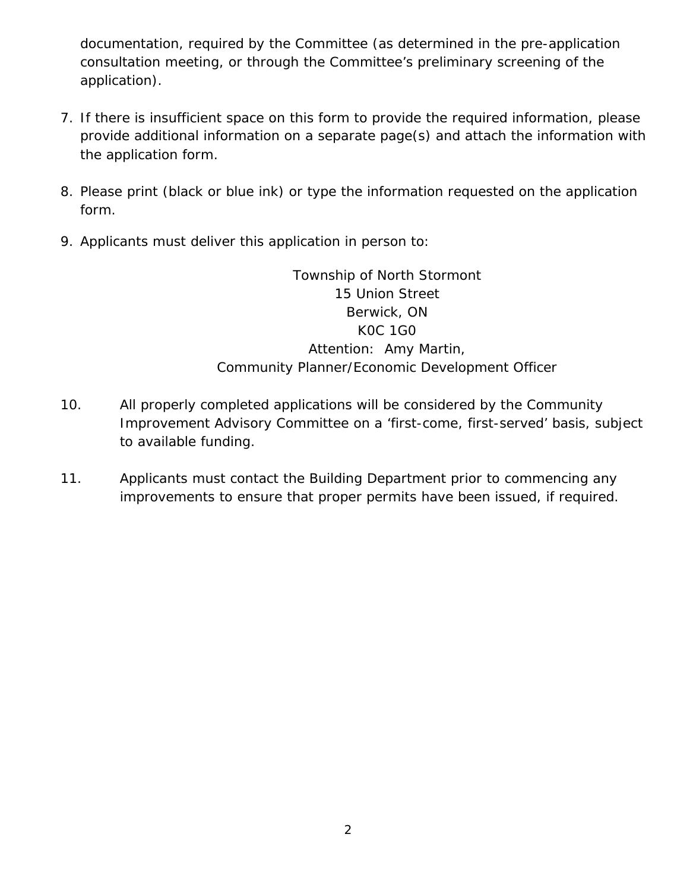documentation, required by the Committee (as determined in the pre-application consultation meeting, or through the Committee's preliminary screening of the application).

7. If there is insufficient space on this form to provide the required information, please provide additional information on a separate page(s) and attach the information with the application form.

8. Please print (black or blue ink) or type the information requested on the application form.

9. Applicants must deliver this application in person to:

   Township of North Stormont
   15 Union Street
   Berwick, ON
   K0C 1G0
   Attention: Amy Martin,
   Community Planner/Economic Development Officer

10. All properly completed applications will be considered by the Community Improvement Advisory Committee on a 'first-come, first-served' basis, subject to available funding.

11. Applicants must contact the Building Department prior to commencing any improvements to ensure that proper permits have been issued, if required.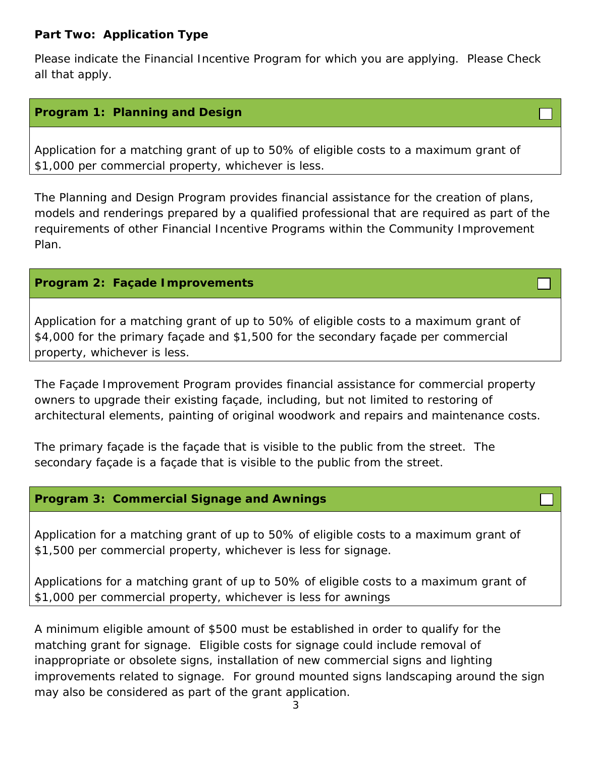**Part Two: Application Type**

Please indicate the Financial Incentive Program for which you are applying. Please Check all that apply.

**Program 1: Planning and Design** ☐

Application for a matching grant of up to 50% of eligible costs to a maximum grant of $1,000 per commercial property, whichever is less.

The Planning and Design Program provides financial assistance for the creation of plans, models and renderings prepared by a qualified professional that are required as part of the requirements of other Financial Incentive Programs within the Community Improvement Plan.

**Program 2: Façade Improvements** ☐

Application for a matching grant of up to 50% of eligible costs to a maximum grant of $4,000 for the primary façade and $1,500 for the secondary façade per commercial property, whichever is less.

The Façade Improvement Program provides financial assistance for commercial property owners to upgrade their existing façade, including, but not limited to restoring of architectural elements, painting of original woodwork and repairs and maintenance costs.

The primary façade is the façade that is visible to the public from the street. The secondary façade is a façade that is visible to the public from the street.

**Program 3: Commercial Signage and Awnings** ☐

Application for a matching grant of up to 50% of eligible costs to a maximum grant of $1,500 per commercial property, whichever is less for signage.

Applications for a matching grant of up to 50% of eligible costs to a maximum grant of $1,000 per commercial property, whichever is less for awnings

A minimum eligible amount of $500 must be established in order to qualify for the matching grant for signage. Eligible costs for signage could include removal of inappropriate or obsolete signs, installation of new commercial signs and lighting improvements related to signage. For ground mounted signs landscaping around the sign may also be considered as part of the grant application.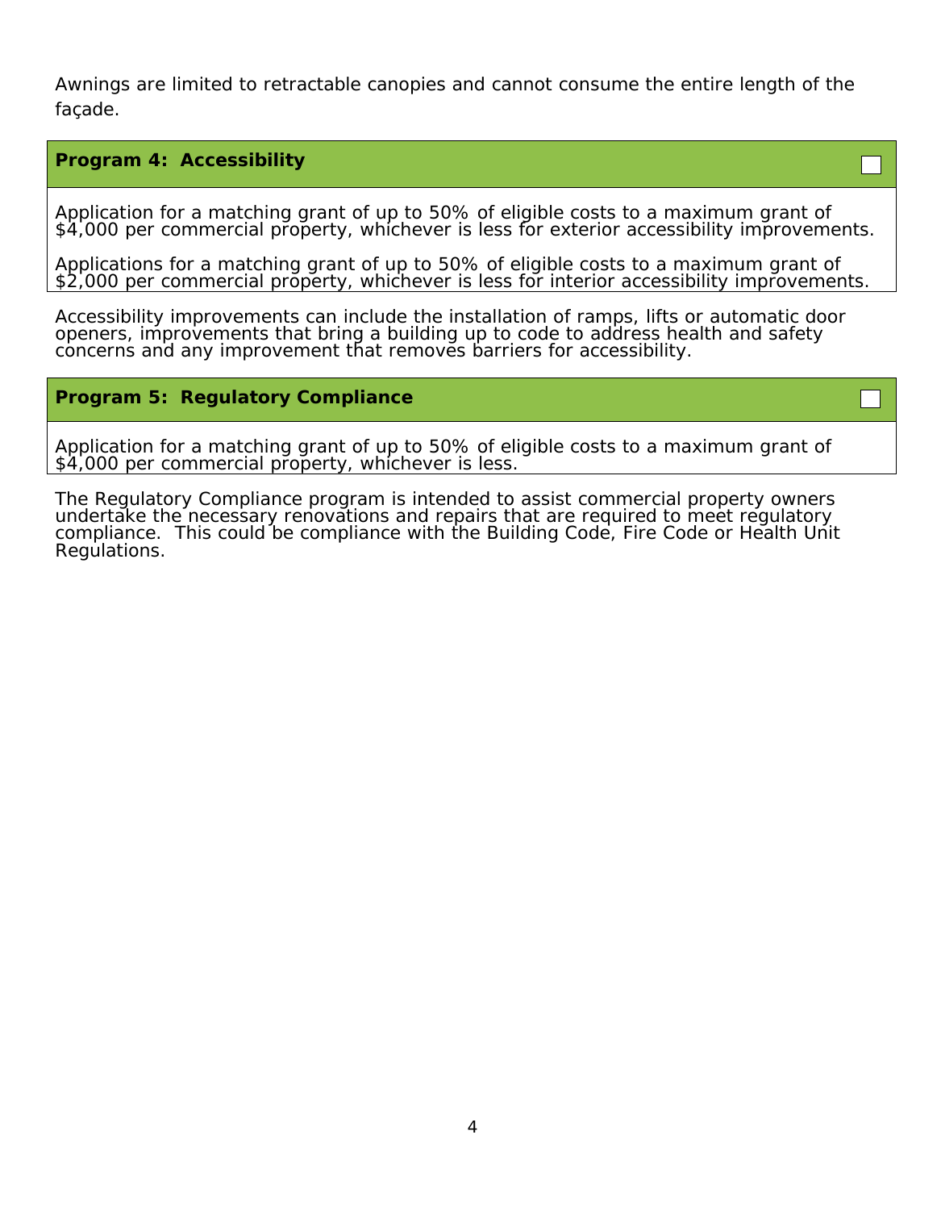Awnings are limited to retractable canopies and cannot consume the entire length of the façade.

## Program 4: Accessibility ☐

Application for a matching grant of up to 50% of eligible costs to a maximum grant of $4,000 per commercial property, whichever is less for exterior accessibility improvements.

Applications for a matching grant of up to 50% of eligible costs to a maximum grant of $2,000 per commercial property, whichever is less for interior accessibility improvements.

Accessibility improvements can include the installation of ramps, lifts or automatic door openers, improvements that bring a building up to code to address health and safety concerns and any improvement that removes barriers for accessibility.

## Program 5: Regulatory Compliance ☐

Application for a matching grant of up to 50% of eligible costs to a maximum grant of $4,000 per commercial property, whichever is less.

The Regulatory Compliance program is intended to assist commercial property owners undertake the necessary renovations and repairs that are required to meet regulatory compliance. This could be compliance with the Building Code, Fire Code or Health Unit Regulations.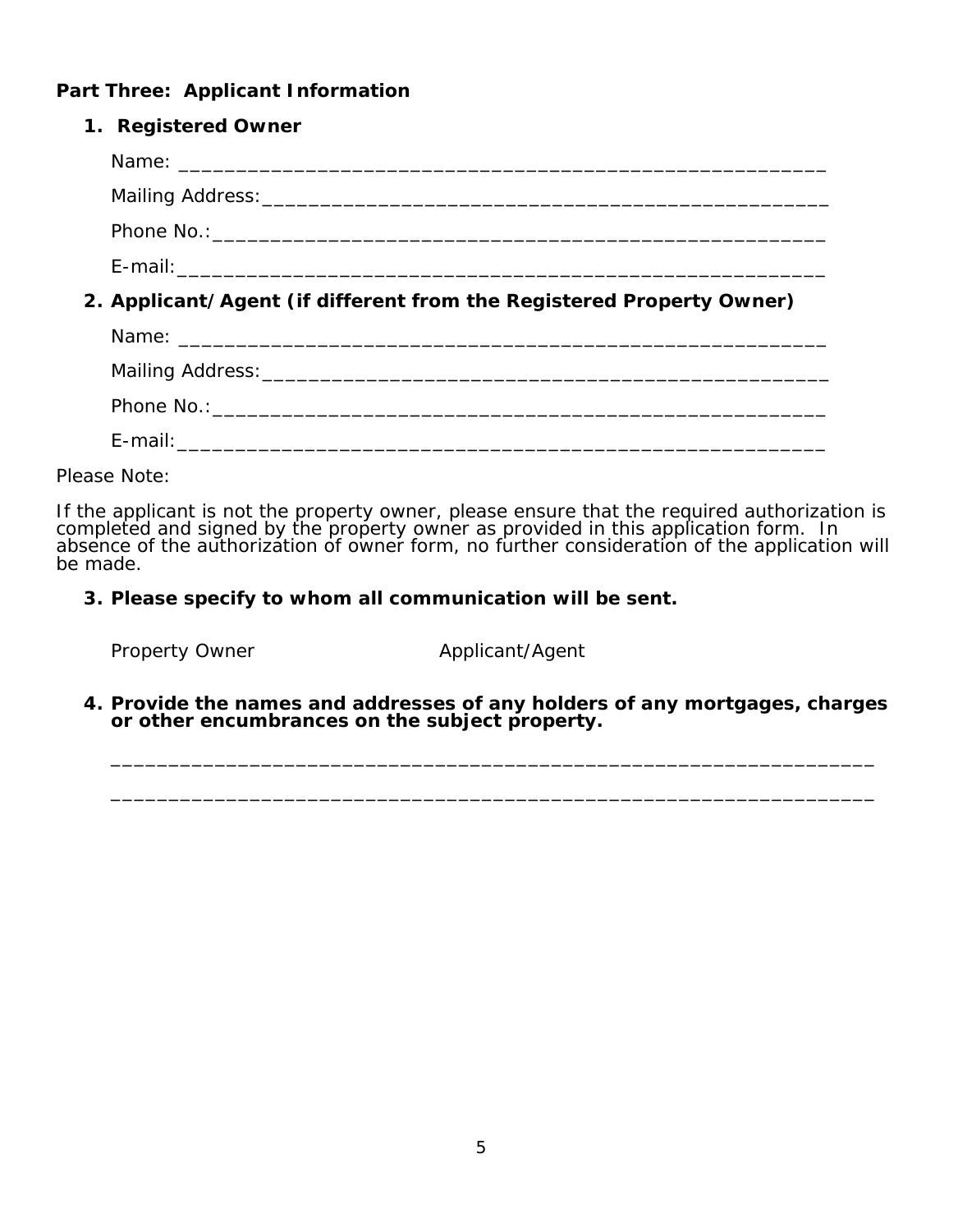**Part Three: Applicant Information**

1. **Registered Owner**

   Name: ________________________________________________________

   Mailing Address:_____________________________________________________

   Phone No.:_____________________________________________________

   E-mail:________________________________________________________

2. **Applicant/Agent (if different from the Registered Property Owner)**

   Name: ________________________________________________________

   Mailing Address:_____________________________________________________

   Phone No.:_____________________________________________________

   E-mail:________________________________________________________

Please Note:

If the applicant is not the property owner, please ensure that the required authorization is completed and signed by the property owner as provided in this application form. In absence of the authorization of owner form, no further consideration of the application will be made.

3. **Please specify to whom all communication will be sent.**

   Property Owner                    Applicant/Agent

4. **Provide the names and addresses of any holders of any mortgages, charges or other encumbrances on the subject property.**

   ____________________________________________________________________

   ____________________________________________________________________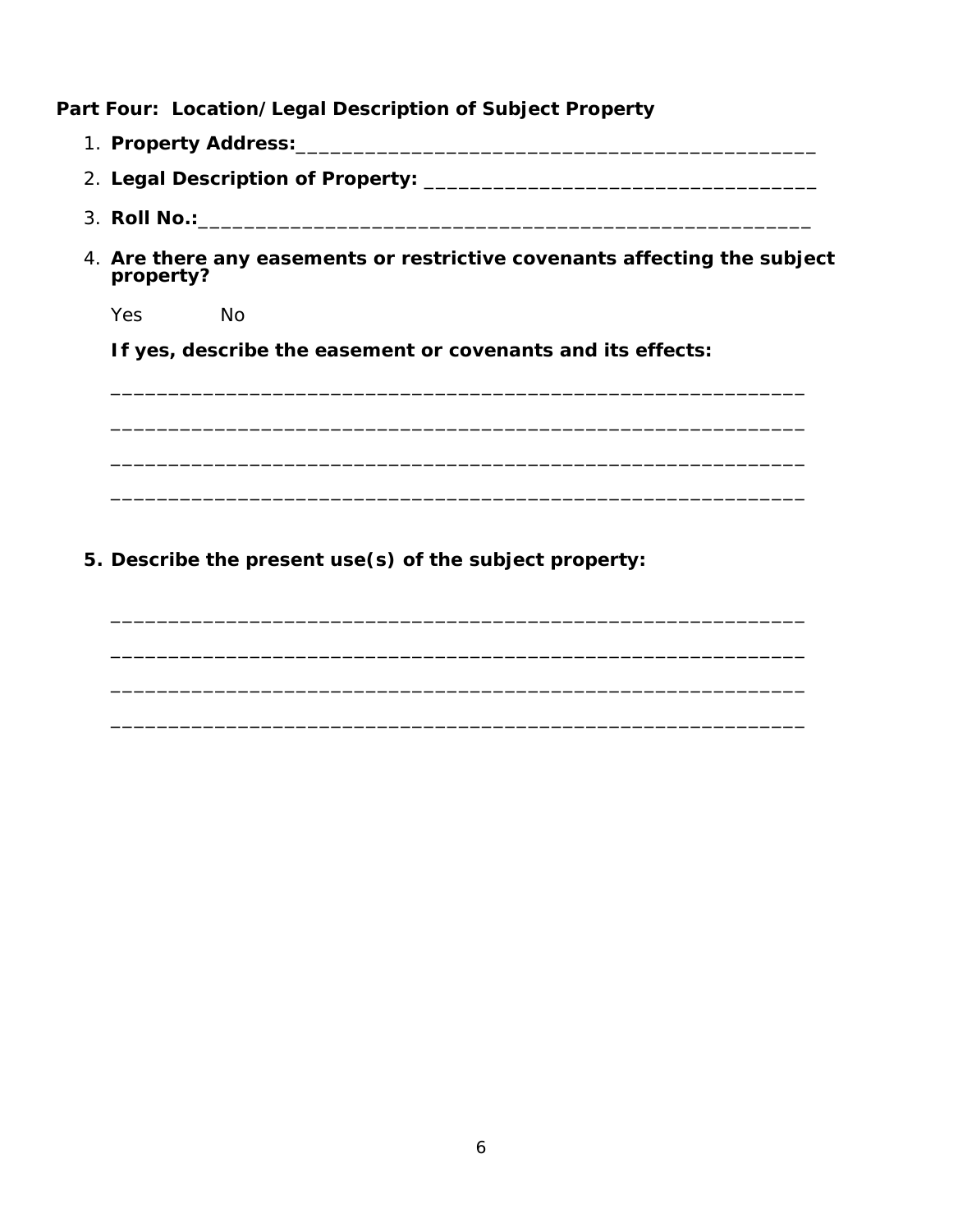**Part Four: Location/Legal Description of Subject Property**

1. **Property Address:**_______________________________________________
2. **Legal Description of Property:** ___________________________________
3. **Roll No.:**______________________________________________________
4. **Are there any easements or restrictive covenants affecting the subject property?**

   Yes No

   **If yes, describe the easement or covenants and its effects:**

   ______________________________________________________________

   ______________________________________________________________

   ______________________________________________________________

   ______________________________________________________________

5. **Describe the present use(s) of the subject property:**

   ______________________________________________________________

   ______________________________________________________________

   ______________________________________________________________

   ______________________________________________________________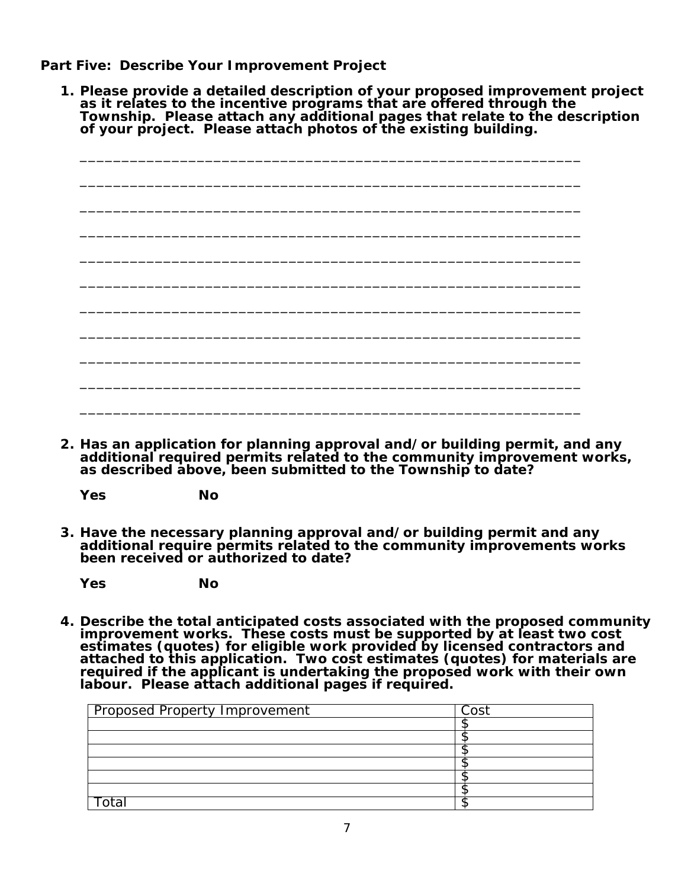**Part Five: Describe Your Improvement Project**

1. **Please provide a detailed description of your proposed improvement project as it relates to the incentive programs that are offered through the Township. Please attach any additional pages that relate to the description of your project. Please attach photos of the existing building.**

   ______________________________________________________________

   ______________________________________________________________

   ______________________________________________________________

   ______________________________________________________________

   ______________________________________________________________

   ______________________________________________________________

   ______________________________________________________________

   ______________________________________________________________

   ______________________________________________________________

   ______________________________________________________________

   ______________________________________________________________

2. **Has an application for planning approval and/or building permit, and any additional required permits related to the community improvement works, as described above, been submitted to the Township to date?**

   **Yes** **No**

3. **Have the necessary planning approval and/or building permit and any additional require permits related to the community improvements works been received or authorized to date?**

   **Yes** **No**

4. **Describe the total anticipated costs associated with the proposed community improvement works. These costs must be supported by at least two cost estimates (quotes) for eligible work provided by licensed contractors and attached to this application. Two cost estimates (quotes) for materials are required if the applicant is undertaking the proposed work with their own labour. Please attach additional pages if required.**

| Proposed Property Improvement | Cost |
|---|---|
| | $ |
| | $ |
| | $ |
| | $ |
| | $ |
| | $ |
| Total | $ |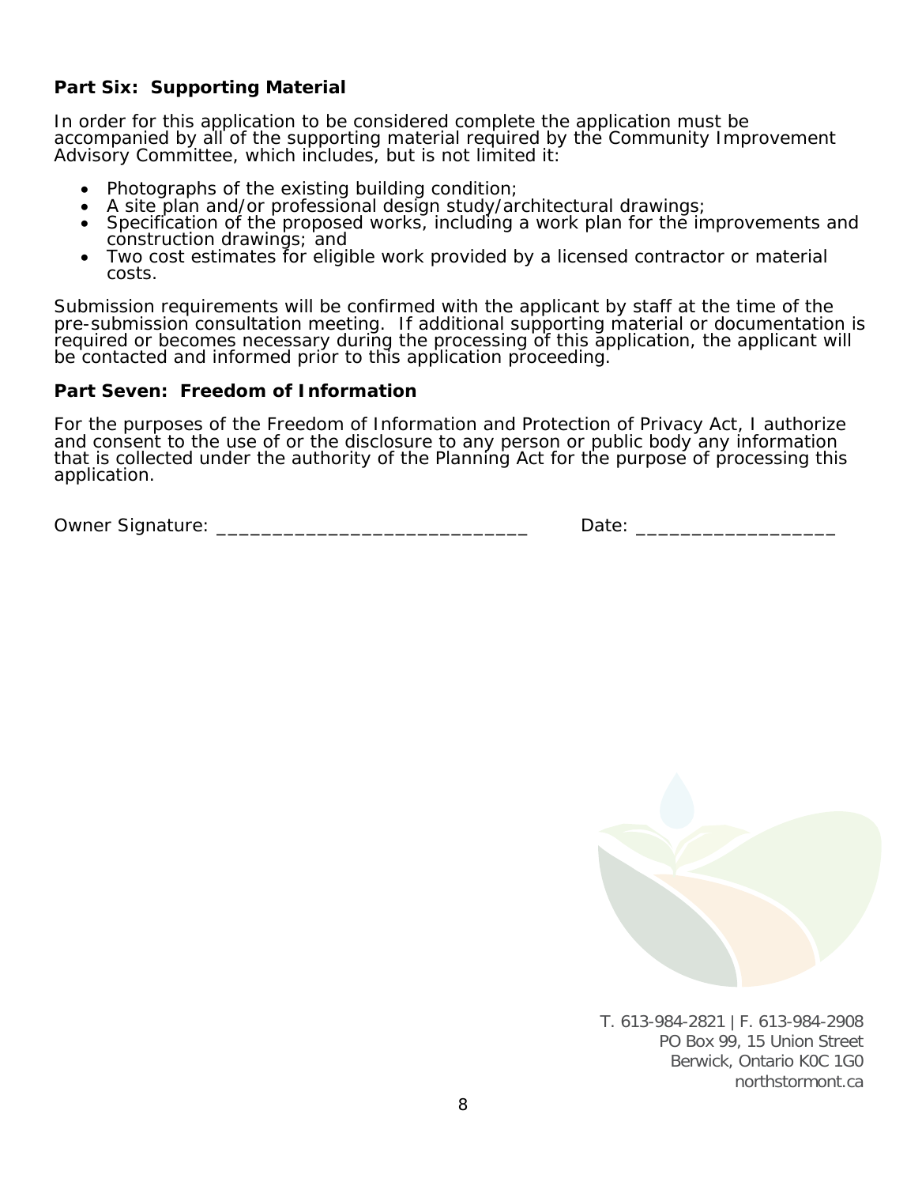**Part Six: Supporting Material**

In order for this application to be considered complete the application must be accompanied by all of the supporting material required by the Community Improvement Advisory Committee, which includes, but is not limited it:

- Photographs of the existing building condition;
- A site plan and/or professional design study/architectural drawings;
- Specification of the proposed works, including a work plan for the improvements and construction drawings; and
- Two cost estimates for eligible work provided by a licensed contractor or material costs.

Submission requirements will be confirmed with the applicant by staff at the time of the pre-submission consultation meeting. If additional supporting material or documentation is required or becomes necessary during the processing of this application, the applicant will be contacted and informed prior to this application proceeding.

**Part Seven: Freedom of Information**

For the purposes of the Freedom of Information and Protection of Privacy Act, I authorize and consent to the use of or the disclosure to any person or public body any information that is collected under the authority of the Planning Act for the purpose of processing this application.

Owner Signature: _____________________________ Date: __________________

T. 613-984-2821 | F. 613-984-2908
PO Box 99, 15 Union Street
Berwick, Ontario K0C 1G0
northstormont.ca